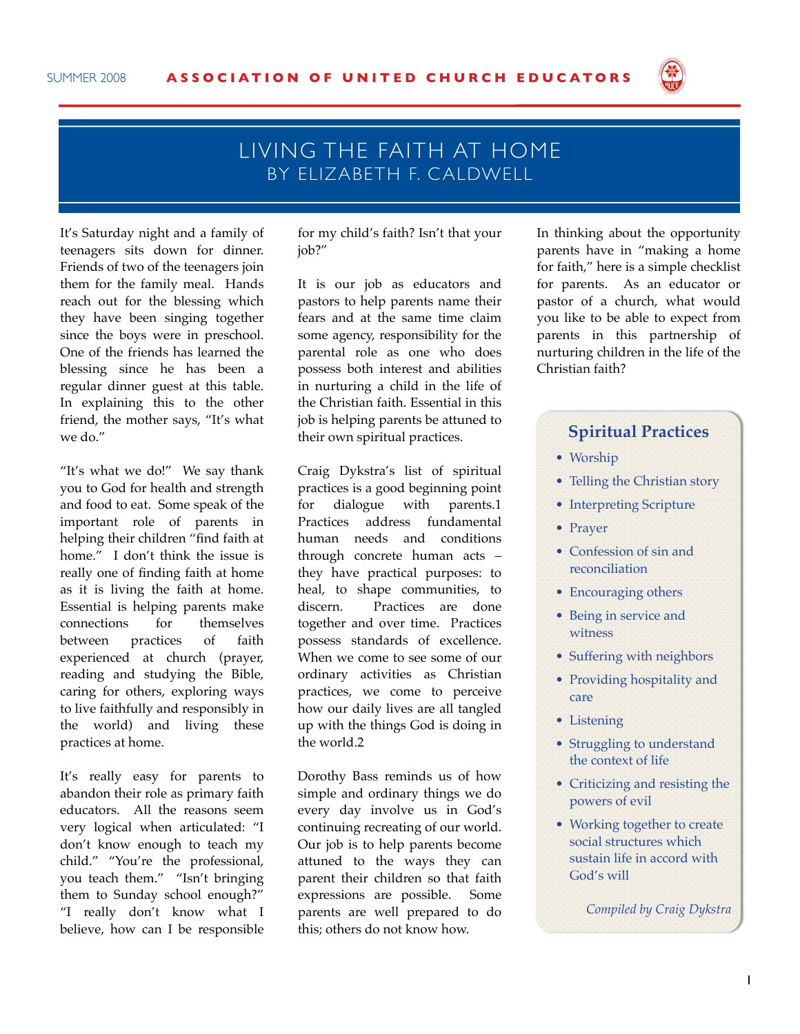# LIVING THE FAITH AT HOME

## BY ELIZABETH F. CALDWELL

It's Saturday night and a family of teenagers sits down for dinner. Friends of two of the teenagers join them for the family meal. Hands reach out for the blessing which they have been singing together since the boys were in preschool. One of the friends has learned the blessing since he has been a regular dinner guest at this table. In explaining this to the other friend, the mother says, "It's what we do."

"It's what we do!" We say thank you to God for health and strength and food to eat. Some speak of the important role of parents in helping their children "find faith at home." I don't think the issue is really one of finding faith at home as it is living the faith at home. Essential is helping parents make connections for themselves between practices of faith experienced at church (prayer, reading and studying the Bible, caring for others, exploring ways to live faithfully and responsibly in the world) and living these practices at home.

It's really easy for parents to abandon their role as primary faith educators. All the reasons seem very logical when articulated: "I don't know enough to teach my child." "You're the professional, you teach them." "Isn't bringing them to Sunday school enough?" "I really don't know what I believe, how can I be responsible for my child's faith? Isn't that your job?"

It is our job as educators and pastors to help parents name their fears and at the same time claim some agency, responsibility for the parental role as one who does possess both interest and abilities in nurturing a child in the life of the Christian faith. Essential in this job is helping parents be attuned to their own spiritual practices.

Craig Dykstra's list of spiritual practices is a good beginning point for dialogue with parents.1 Practices address fundamental human needs and conditions through concrete human acts – they have practical purposes: to heal, to shape communities, to discern. Practices are done together and over time. Practices possess standards of excellence. When we come to see some of our ordinary activities as Christian practices, we come to perceive how our daily lives are all tangled up with the things God is doing in the world.2

Dorothy Bass reminds us of how simple and ordinary things we do every day involve us in God's continuing recreating of our world. Our job is to help parents become attuned to the ways they can parent their children so that faith expressions are possible. Some parents are well prepared to do this; others do not know how.

In thinking about the opportunity parents have in "making a home for faith," here is a simple checklist for parents. As an educator or pastor of a church, what would you like to be able to expect from parents in this partnership of nurturing children in the life of the Christian faith?

### Spiritual Practices

- Worship
- Telling the Christian story
- Interpreting Scripture
- Prayer
- Confession of sin and reconciliation
- Encouraging others
- Being in service and witness
- Suffering with neighbors
- Providing hospitality and care
- Listening
- Struggling to understand the context of life
- Criticizing and resisting the powers of evil
- Working together to create social structures which sustain life in accord with God's will

*Compiled by Craig Dykstra*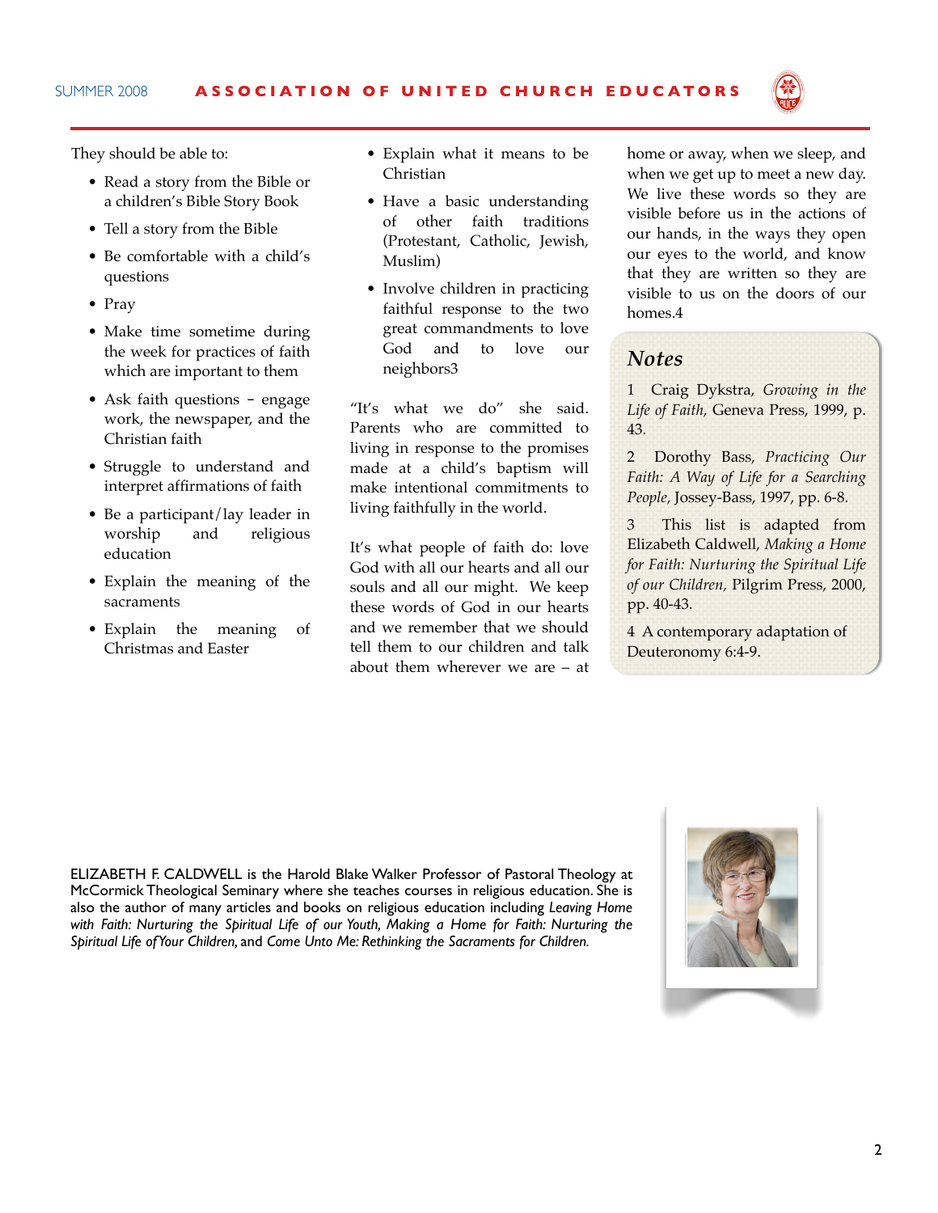They should be able to:

- Read a story from the Bible or a children's Bible Story Book
- Tell a story from the Bible
- Be comfortable with a child's questions
- Pray
- Make time sometime during the week for practices of faith which are important to them
- Ask faith questions – engage work, the newspaper, and the Christian faith
- Struggle to understand and interpret affirmations of faith
- Be a participant/lay leader in worship and religious education
- Explain the meaning of the sacraments
- Explain the meaning of Christmas and Easter
- Explain what it means to be Christian
- Have a basic understanding of other faith traditions (Protestant, Catholic, Jewish, Muslim)
- Involve children in practicing faithful response to the two great commandments to love God and to love our neighbors[3]

"It's what we do" she said. Parents who are committed to living in response to the promises made at a child's baptism will make intentional commitments to living faithfully in the world.

It's what people of faith do: love God with all our hearts and all our souls and all our might. We keep these words of God in our hearts and we remember that we should tell them to our children and talk about them wherever we are – at home or away, when we sleep, and when we get up to meet a new day. We live these words so they are visible before us in the actions of our hands, in the ways they open our eyes to the world, and know that they are written so they are visible to us on the doors of our homes.[4]

## Notes

1 Craig Dykstra, *Growing in the Life of Faith*, Geneva Press, 1999, p. 43.

2 Dorothy Bass, *Practicing Our Faith: A Way of Life for a Searching People*, Jossey-Bass, 1997, pp. 6-8.

3 This list is adapted from Elizabeth Caldwell, *Making a Home for Faith: Nurturing the Spiritual Life of our Children*, Pilgrim Press, 2000, pp. 40-43.

4 A contemporary adaptation of Deuteronomy 6:4-9.

ELIZABETH F. CALDWELL is the Harold Blake Walker Professor of Pastoral Theology at McCormick Theological Seminary where she teaches courses in religious education. She is also the author of many articles and books on religious education including *Leaving Home with Faith: Nurturing the Spiritual Life of our Youth*, *Making a Home for Faith: Nurturing the Spiritual Life of Your Children*, and *Come Unto Me: Rethinking the Sacraments for Children.*